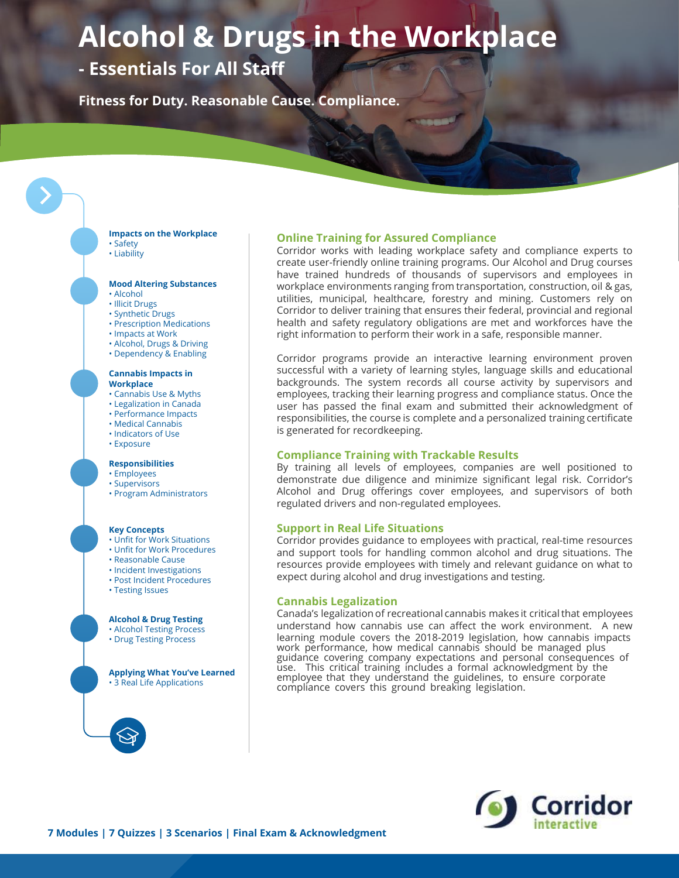# Alcohol & Drugs in the Workplace

## - Essentials For All Staff

**Fitness for Duty. Reasonable Cause. Compliance.**

**Impacts on the Workplace**
- Safety
- Liability

**Mood Altering Substances**
- Alcohol
- Illicit Drugs
- Synthetic Drugs
- Prescription Medications
- Impacts at Work
- Alcohol, Drugs & Driving
- Dependency & Enabling

**Cannabis Impacts in Workplace**
- Cannabis Use & Myths
- Legalization in Canada
- Performance Impacts
- Medical Cannabis
- Indicators of Use
- Exposure

**Responsibilities**
- Employees
- Supervisors
- Program Administrators

**Key Concepts**
- Unfit for Work Situations
- Unfit for Work Procedures
- Reasonable Cause
- Incident Investigations
- Post Incident Procedures
- Testing Issues

**Alcohol & Drug Testing**
- Alcohol Testing Process
- Drug Testing Process

**Applying What You've Learned**
- 3 Real Life Applications

### Online Training for Assured Compliance

Corridor works with leading workplace safety and compliance experts to create user-friendly online training programs. Our Alcohol and Drug courses have trained hundreds of thousands of supervisors and employees in workplace environments ranging from transportation, construction, oil & gas, utilities, municipal, healthcare, forestry and mining. Customers rely on Corridor to deliver training that ensures their federal, provincial and regional health and safety regulatory obligations are met and workforces have the right information to perform their work in a safe, responsible manner.

Corridor programs provide an interactive learning environment proven successful with a variety of learning styles, language skills and educational backgrounds. The system records all course activity by supervisors and employees, tracking their learning progress and compliance status. Once the user has passed the final exam and submitted their acknowledgment of responsibilities, the course is complete and a personalized training certificate is generated for recordkeeping.

### Compliance Training with Trackable Results

By training all levels of employees, companies are well positioned to demonstrate due diligence and minimize significant legal risk. Corridor's Alcohol and Drug offerings cover employees, and supervisors of both regulated drivers and non-regulated employees.

### Support in Real Life Situations

Corridor provides guidance to employees with practical, real-time resources and support tools for handling common alcohol and drug situations. The resources provide employees with timely and relevant guidance on what to expect during alcohol and drug investigations and testing.

### Cannabis Legalization

Canada's legalization of recreational cannabis makes it critical that employees understand how cannabis use can affect the work environment. A new learning module covers the 2018-2019 legislation, how cannabis impacts work performance, how medical cannabis should be managed plus guidance covering company expectations and personal consequences of use. This critical training includes a formal acknowledgment by the employee that they understand the guidelines, to ensure corporate compliance covers this ground breaking legislation.

Corridor interactive

**7 Modules | 7 Quizzes | 3 Scenarios | Final Exam & Acknowledgment**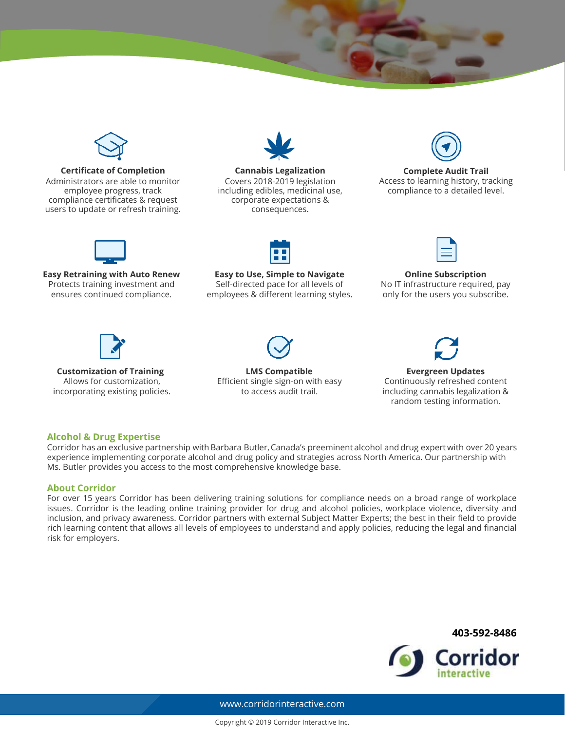**Certificate of Completion**
Administrators are able to monitor employee progress, track compliance certificates & request users to update or refresh training.

**Cannabis Legalization**
Covers 2018-2019 legislation including edibles, medicinal use, corporate expectations & consequences.

**Complete Audit Trail**
Access to learning history, tracking compliance to a detailed level.

**Easy Retraining with Auto Renew**
Protects training investment and ensures continued compliance.

**Easy to Use, Simple to Navigate**
Self-directed pace for all levels of employees & different learning styles.

**Online Subscription**
No IT infrastructure required, pay only for the users you subscribe.

**Customization of Training**
Allows for customization, incorporating existing policies.

**LMS Compatible**
Efficient single sign-on with easy to access audit trail.

**Evergreen Updates**
Continuously refreshed content including cannabis legalization & random testing information.

## Alcohol & Drug Expertise

Corridor has an exclusive partnership with Barbara Butler, Canada's preeminent alcohol and drug expert with over 20 years experience implementing corporate alcohol and drug policy and strategies across North America. Our partnership with Ms. Butler provides you access to the most comprehensive knowledge base.

## About Corridor

For over 15 years Corridor has been delivering training solutions for compliance needs on a broad range of workplace issues. Corridor is the leading online training provider for drug and alcohol policies, workplace violence, diversity and inclusion, and privacy awareness. Corridor partners with external Subject Matter Experts; the best in their field to provide rich learning content that allows all levels of employees to understand and apply policies, reducing the legal and financial risk for employers.

**403-592-8486**

Corridor interactive

www.corridorinteractive.com

Copyright © 2019 Corridor Interactive Inc.